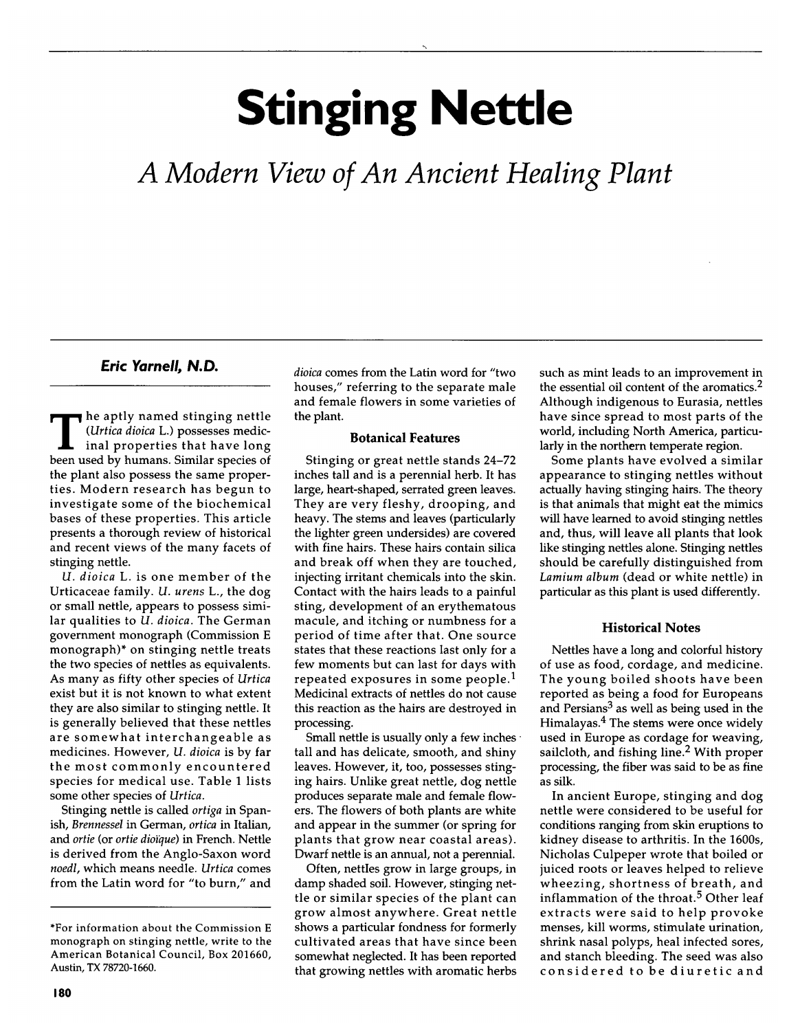# Stinging Nettle

## *A Modern View of An Ancient Healing Plant*

### Eric Yarnell, N.D.

The aptly named stinging nettle (*Urtica dioica* L.) possesses medicinal properties that have long been used by humans. Similar species of the plant also possess the same properties. Modern research has begun to investigate some of the biochemical bases of these properties. This article presents a thorough review of historical and recent views of the many facets of stinging nettle.

*U. dioica* L. is one member of the Urticaceae family. *U. urens* L., the dog or small nettle, appears to possess similar qualities to *U. dioica*. The German government monograph (Commission E monograph)* on stinging nettle treats the two species of nettles as equivalents. As many as fifty other species of *Urtica* exist but it is not known to what extent they are also similar to stinging nettle. It is generally believed that these nettles are somewhat interchangeable as medicines. However, *U. dioica* is by far the most commonly encountered species for medical use. Table 1 lists some other species of *Urtica*.

Stinging nettle is called *ortiga* in Spanish, *Brennessel* in German, *ortica* in Italian, and *ortie* (or *ortie dioïque*) in French. Nettle is derived from the Anglo-Saxon word *noedl*, which means needle. *Urtica* comes from the Latin word for "to burn," and *dioica* comes from the Latin word for "two houses," referring to the separate male and female flowers in some varieties of the plant.

#### Botanical Features

Stinging or great nettle stands 24–72 inches tall and is a perennial herb. It has large, heart-shaped, serrated green leaves. They are very fleshy, drooping, and heavy. The stems and leaves (particularly the lighter green undersides) are covered with fine hairs. These hairs contain silica and break off when they are touched, injecting irritant chemicals into the skin. Contact with the hairs leads to a painful sting, development of an erythematous macule, and itching or numbness for a period of time after that. One source states that these reactions last only for a few moments but can last for days with repeated exposures in some people.[1] Medicinal extracts of nettles do not cause this reaction as the hairs are destroyed in processing.

Small nettle is usually only a few inches tall and has delicate, smooth, and shiny leaves. However, it, too, possesses stinging hairs. Unlike great nettle, dog nettle produces separate male and female flowers. The flowers of both plants are white and appear in the summer (or spring for plants that grow near coastal areas). Dwarf nettle is an annual, not a perennial.

Often, nettles grow in large groups, in damp shaded soil. However, stinging nettle or similar species of the plant can grow almost anywhere. Great nettle shows a particular fondness for formerly cultivated areas that have since been somewhat neglected. It has been reported that growing nettles with aromatic herbs such as mint leads to an improvement in the essential oil content of the aromatics.[2] Although indigenous to Eurasia, nettles have since spread to most parts of the world, including North America, particularly in the northern temperate region.

Some plants have evolved a similar appearance to stinging nettles without actually having stinging hairs. The theory is that animals that might eat the mimics will have learned to avoid stinging nettles and, thus, will leave all plants that look like stinging nettles alone. Stinging nettles should be carefully distinguished from *Lamium album* (dead or white nettle) in particular as this plant is used differently.

#### Historical Notes

Nettles have a long and colorful history of use as food, cordage, and medicine. The young boiled shoots have been reported as being a food for Europeans and Persians[3] as well as being used in the Himalayas.[4] The stems were once widely used in Europe as cordage for weaving, sailcloth, and fishing line.[2] With proper processing, the fiber was said to be as fine as silk.

In ancient Europe, stinging and dog nettle were considered to be useful for conditions ranging from skin eruptions to kidney disease to arthritis. In the 1600s, Nicholas Culpeper wrote that boiled or juiced roots or leaves helped to relieve wheezing, shortness of breath, and inflammation of the throat.[5] Other leaf extracts were said to help provoke menses, kill worms, stimulate urination, shrink nasal polyps, heal infected sores, and stanch bleeding. The seed was also considered to be diuretic and

---

*For information about the Commission E monograph on stinging nettle, write to the American Botanical Council, Box 201660, Austin, TX 78720-1660.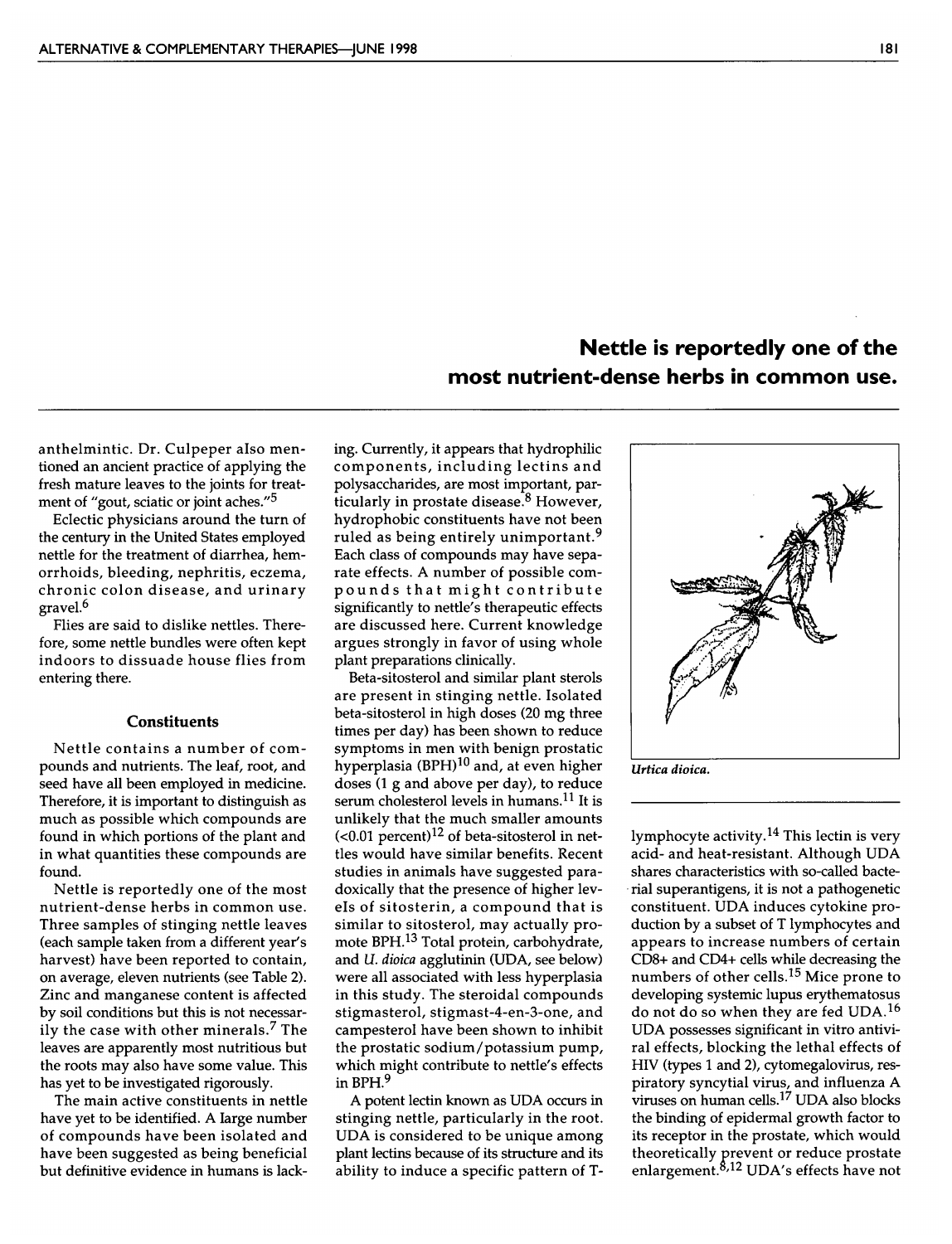**Nettle is reportedly one of the most nutrient-dense herbs in common use.**

anthelmintic. Dr. Culpeper also mentioned an ancient practice of applying the fresh mature leaves to the joints for treatment of "gout, sciatic or joint aches."[5]

Eclectic physicians around the turn of the century in the United States employed nettle for the treatment of diarrhea, hemorrhoids, bleeding, nephritis, eczema, chronic colon disease, and urinary gravel.[6]

Flies are said to dislike nettles. Therefore, some nettle bundles were often kept indoors to dissuade house flies from entering there.

### Constituents

Nettle contains a number of compounds and nutrients. The leaf, root, and seed have all been employed in medicine. Therefore, it is important to distinguish as much as possible which compounds are found in which portions of the plant and in what quantities these compounds are found.

Nettle is reportedly one of the most nutrient-dense herbs in common use. Three samples of stinging nettle leaves (each sample taken from a different year's harvest) have been reported to contain, on average, eleven nutrients (see Table 2). Zinc and manganese content is affected by soil conditions but this is not necessarily the case with other minerals.[7] The leaves are apparently most nutritious but the roots may also have some value. This has yet to be investigated rigorously.

The main active constituents in nettle have yet to be identified. A large number of compounds have been isolated and have been suggested as being beneficial but definitive evidence in humans is lacking. Currently, it appears that hydrophilic components, including lectins and polysaccharides, are most important, particularly in prostate disease.[8] However, hydrophobic constituents have not been ruled as being entirely unimportant.[9] Each class of compounds may have separate effects. A number of possible compounds that might contribute significantly to nettle's therapeutic effects are discussed here. Current knowledge argues strongly in favor of using whole plant preparations clinically.

Beta-sitosterol and similar plant sterols are present in stinging nettle. Isolated beta-sitosterol in high doses (20 mg three times per day) has been shown to reduce symptoms in men with benign prostatic hyperplasia (BPH)[10] and, at even higher doses (1 g and above per day), to reduce serum cholesterol levels in humans.[11] It is unlikely that the much smaller amounts (<0.01 percent)[12] of beta-sitosterol in nettles would have similar benefits. Recent studies in animals have suggested paradoxically that the presence of higher levels of sitosterin, a compound that is similar to sitosterol, may actually promote BPH.[13] Total protein, carbohydrate, and *U. dioica* agglutinin (UDA, see below) were all associated with less hyperplasia in this study. The steroidal compounds stigmasterol, stigmast-4-en-3-one, and campesterol have been shown to inhibit the prostatic sodium/potassium pump, which might contribute to nettle's effects in BPH.[9]

A potent lectin known as UDA occurs in stinging nettle, particularly in the root. UDA is considered to be unique among plant lectins because of its structure and its ability to induce a specific pattern of T-lymphocyte activity.[14] This lectin is very acid- and heat-resistant. Although UDA shares characteristics with so-called bacterial superantigens, it is not a pathogenetic constituent. UDA induces cytokine production by a subset of T lymphocytes and appears to increase numbers of certain CD8+ and CD4+ cells while decreasing the numbers of other cells.[15] Mice prone to developing systemic lupus erythematosus do not do so when they are fed UDA.[16] UDA possesses significant in vitro antiviral effects, blocking the lethal effects of HIV (types 1 and 2), cytomegalovirus, respiratory syncytial virus, and influenza A viruses on human cells.[17] UDA also blocks the binding of epidermal growth factor to its receptor in the prostate, which would theoretically prevent or reduce prostate enlargement.[8,12] UDA's effects have not

*Urtica dioica.*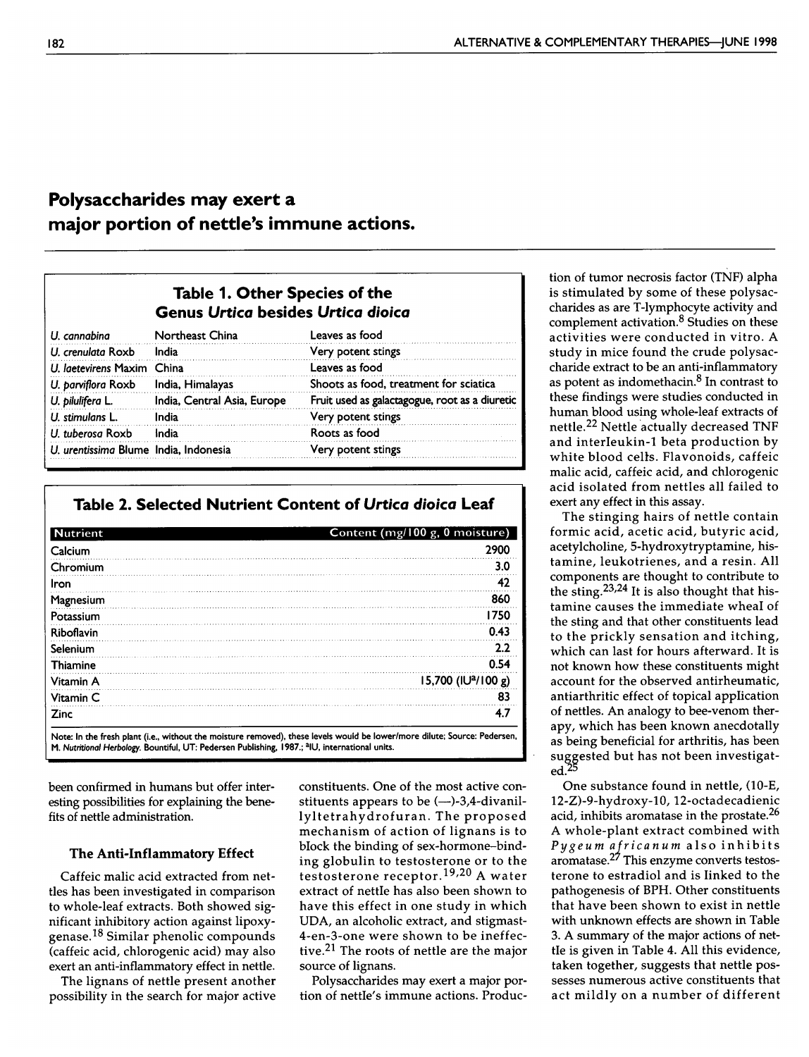**Polysaccharides may exert a major portion of nettle's immune actions.**

### Table 1. Other Species of the Genus *Urtica* besides *Urtica dioica*

| | | |
|---|---|---|
| *U. cannabina* | Northeast China | Leaves as food |
| *U. crenulata* Roxb | India | Very potent stings |
| *U. laetevirens* Maxim | China | Leaves as food |
| *U. parviflora* Roxb | India, Himalayas | Shoots as food, treatment for sciatica |
| *U. pilulifera* L. | India, Central Asia, Europe | Fruit used as galactagogue, root as a diuretic |
| *U. stimulans* L. | India | Very potent stings |
| *U. tuberosa* Roxb | India | Roots as food |
| *U. urentissima* Blume | India, Indonesia | Very potent stings |

### Table 2. Selected Nutrient Content of *Urtica dioica* Leaf

| Nutrient | Content (mg/100 g, 0 moisture) |
|---|---|
| Calcium | 2900 |
| Chromium | 3.0 |
| Iron | 42 |
| Magnesium | 860 |
| Potassium | 1750 |
| Riboflavin | 0.43 |
| Selenium | 2.2 |
| Thiamine | 0.54 |
| Vitamin A | 15,700 (IU[a]/100 g) |
| Vitamin C | 83 |
| Zinc | 4.7 |

Note: In the fresh plant (i.e., without the moisture removed), these levels would be lower/more dilute; Source: Pedersen, M. *Nutritional Herbology*. Bountiful, UT: Pedersen Publishing, 1987.; [a]IU, international units.

been confirmed in humans but offer interesting possibilities for explaining the benefits of nettle administration.

### The Anti-Inflammatory Effect

Caffeic malic acid extracted from nettles has been investigated in comparison to whole-leaf extracts. Both showed significant inhibitory action against lipoxygenase.[18] Similar phenolic compounds (caffeic acid, chlorogenic acid) may also exert an anti-inflammatory effect in nettle.

The lignans of nettle present another possibility in the search for major active constituents. One of the most active constituents appears to be (—)-3,4-divanillyltetrahydrofuran. The proposed mechanism of action of lignans is to block the binding of sex-hormone–binding globulin to testosterone or to the testosterone receptor.[19,20] A water extract of nettle has also been shown to have this effect in one study in which UDA, an alcoholic extract, and stigmast-4-en-3-one were shown to be ineffective.[21] The roots of nettle are the major source of lignans.

Polysaccharides may exert a major portion of nettle's immune actions. Production of tumor necrosis factor (TNF) alpha is stimulated by some of these polysaccharides as are T-lymphocyte activity and complement activation.[8] Studies on these activities were conducted in vitro. A study in mice found the crude polysaccharide extract to be an anti-inflammatory as potent as indomethacin.[8] In contrast to these findings were studies conducted in human blood using whole-leaf extracts of nettle.[22] Nettle actually decreased TNF and interleukin-1 beta production by white blood cells. Flavonoids, caffeic malic acid, caffeic acid, and chlorogenic acid isolated from nettles all failed to exert any effect in this assay.

The stinging hairs of nettle contain formic acid, acetic acid, butyric acid, acetylcholine, 5-hydroxytryptamine, histamine, leukotrienes, and a resin. All components are thought to contribute to the sting.[23,24] It is also thought that histamine causes the immediate wheal of the sting and that other constituents lead to the prickly sensation and itching, which can last for hours afterward. It is not known how these constituents might account for the observed antirheumatic, antiarthritic effect of topical application of nettles. An analogy to bee-venom therapy, which has been known anecdotally as being beneficial for arthritis, has been suggested but has not been investigated.[25]

One substance found in nettle, (10-E, 12-Z)-9-hydroxy-10, 12-octadecadienic acid, inhibits aromatase in the prostate.[26] A whole-plant extract combined with *Pygeum africanum* also inhibits aromatase.[27] This enzyme converts testosterone to estradiol and is linked to the pathogenesis of BPH. Other constituents that have been shown to exist in nettle with unknown effects are shown in Table 3. A summary of the major actions of nettle is given in Table 4. All this evidence, taken together, suggests that nettle possesses numerous active constituents that act mildly on a number of different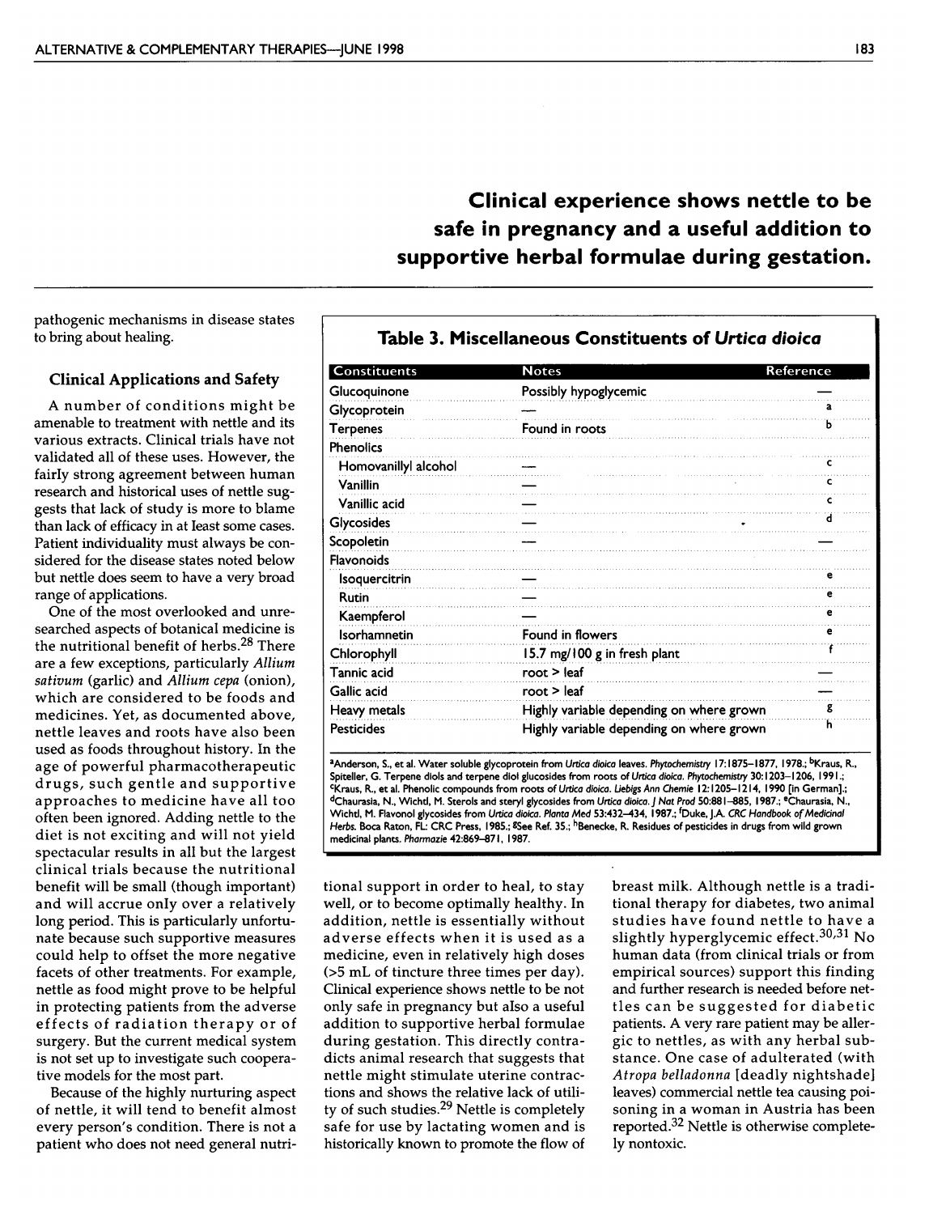**Clinical experience shows nettle to be safe in pregnancy and a useful addition to supportive herbal formulae during gestation.**

pathogenic mechanisms in disease states to bring about healing.

### Clinical Applications and Safety

A number of conditions might be amenable to treatment with nettle and its various extracts. Clinical trials have not validated all of these uses. However, the fairly strong agreement between human research and historical uses of nettle suggests that lack of study is more to blame than lack of efficacy in at least some cases. Patient individuality must always be considered for the disease states noted below but nettle does seem to have a very broad range of applications.

One of the most overlooked and unresearched aspects of botanical medicine is the nutritional benefit of herbs.[28] There are a few exceptions, particularly *Allium sativum* (garlic) and *Allium cepa* (onion), which are considered to be foods and medicines. Yet, as documented above, nettle leaves and roots have also been used as foods throughout history. In the age of powerful pharmacotherapeutic drugs, such gentle and supportive approaches to medicine have all too often been ignored. Adding nettle to the diet is not exciting and will not yield spectacular results in all but the largest clinical trials because the nutritional benefit will be small (though important) and will accrue only over a relatively long period. This is particularly unfortunate because such supportive measures could help to offset the more negative facets of other treatments. For example, nettle as food might prove to be helpful in protecting patients from the adverse effects of radiation therapy or of surgery. But the current medical system is not set up to investigate such cooperative models for the most part.

Because of the highly nurturing aspect of nettle, it will tend to benefit almost every person's condition. There is not a patient who does not need general nutritional support in order to heal, to stay well, or to become optimally healthy. In addition, nettle is essentially without adverse effects when it is used as a medicine, even in relatively high doses (>5 mL of tincture three times per day). Clinical experience shows nettle to be not only safe in pregnancy but also a useful addition to supportive herbal formulae during gestation. This directly contradicts animal research that suggests that nettle might stimulate uterine contractions and shows the relative lack of utility of such studies.[29] Nettle is completely safe for use by lactating women and is historically known to promote the flow of breast milk. Although nettle is a traditional therapy for diabetes, two animal studies have found nettle to have a slightly hyperglycemic effect.[30,31] No human data (from clinical trials or from empirical sources) support this finding and further research is needed before nettles can be suggested for diabetic patients. A very rare patient may be allergic to nettles, as with any herbal substance. One case of adulterated (with *Atropa belladonna* [deadly nightshade] leaves) commercial nettle tea causing poisoning in a woman in Austria has been reported.[32] Nettle is otherwise completely nontoxic.

### Table 3. Miscellaneous Constituents of *Urtica dioica*

| Constituents | Notes | Reference |
|---|---|---|
| Glucoquinone | Possibly hypoglycemic | — |
| Glycoprotein | — | a |
| Terpenes | Found in roots | b |
| Phenolics | | |
| Homovanillyl alcohol | — | c |
| Vanillin | — | c |
| Vanillic acid | — | c |
| Glycosides | — | d |
| Scopoletin | — | — |
| Flavonoids | | |
| Isoquercitrin | — | e |
| Rutin | — | e |
| Kaempferol | — | e |
| Isorhamnetin | Found in flowers | e |
| Chlorophyll | 15.7 mg/100 g in fresh plant | f |
| Tannic acid | root > leaf | — |
| Gallic acid | root > leaf | — |
| Heavy metals | Highly variable depending on where grown | g |
| Pesticides | Highly variable depending on where grown | h |

[a]Anderson, S., et al. Water soluble glycoprotein from *Urtica dioica* leaves. *Phytochemistry* 17:1875–1877, 1978.; [b]Kraus, R., Spiteller, G. Terpene diols and terpene diol glucosides from roots of *Urtica dioica*. *Phytochemistry* 30:1203–1206, 1991.; [c]Kraus, R., et al. Phenolic compounds from roots of *Urtica dioica*. *Liebigs Ann Chemie* 12:1205–1214, 1990 [in German].; [d]Chaurasia, N., Wichtl, M. Sterols and steryl glycosides from *Urtica dioica*. *J Nat Prod* 50:881–885, 1987.; [e]Chaurasia, N., Wichtl, M. Flavonol glycosides from *Urtica dioica*. *Planta Med* 53:432–434, 1987.; [f]Duke, J.A. *CRC Handbook of Medicinal Herbs*. Boca Raton, FL: CRC Press, 1985.; [g]See Ref. 35.; [h]Benecke, R. Residues of pesticides in drugs from wild grown medicinal plants. *Pharmazie* 42:869–871, 1987.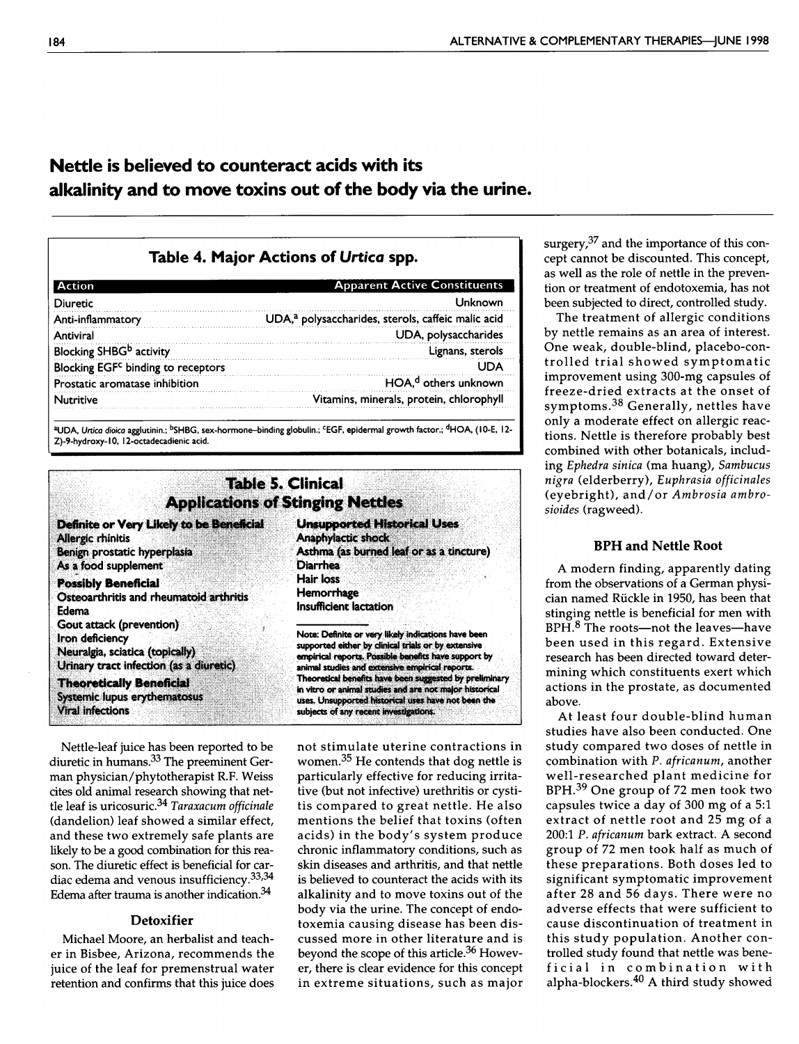## Nettle is believed to counteract acids with its alkalinity and to move toxins out of the body via the urine.

### Table 4. Major Actions of *Urtica* spp.

| Action | Apparent Active Constituents |
|---|---|
| Diuretic | Unknown |
| Anti-inflammatory | UDA,[a] polysaccharides, sterols, caffeic malic acid |
| Antiviral | UDA, polysaccharides |
| Blocking SHBG[b] activity | Lignans, sterols |
| Blocking EGF[c] binding to receptors | UDA |
| Prostatic aromatase inhibition | HOA,[d] others unknown |
| Nutritive | Vitamins, minerals, protein, chlorophyll |

[a]UDA, *Urtica dioica* agglutinin.; [b]SHBG, sex-hormone–binding globulin.; [c]EGF, epidermal growth factor.; [d]HOA, (10-E, 12-Z)-9-hydroxy-10, 12-octadecadienic acid.

### Table 5. Clinical Applications of Stinging Nettles

| Definite or Very Likely to be Beneficial | Unsupported Historical Uses |
|---|---|
| Allergic rhinitis | Anaphylactic shock |
| Benign prostatic hyperplasia | Asthma (as burned leaf or as a tincture) |
| As a food supplement | Diarrhea |
| **Possibly Beneficial** | Hair loss |
| Osteoarthritis and rheumatoid arthritis | Hemorrhage |
| Edema | Insufficient lactation |
| Gout attack (prevention) | |
| Iron deficiency | |
| Neuralgia, sciatica (topically) | |
| Urinary tract infection (as a diuretic) | |
| **Theoretically Beneficial** | |
| Systemic lupus erythematosus | |
| Viral infections | |

Note: Definite or very likely indications have been supported either by clinical trials or by extensive empirical reports. Possible benefits have support by animal studies and extensive empirical reports. Theoretical benefits have been suggested by preliminary in vitro or animal studies and are not major historical uses. Unsupported historical uses have not been the subjects of any recent investigations.

Nettle-leaf juice has been reported to be diuretic in humans.[33] The preeminent German physician/phytotherapist R.F. Weiss cites old animal research showing that nettle leaf is uricosuric.[34] *Taraxacum officinale* (dandelion) leaf showed a similar effect, and these two extremely safe plants are likely to be a good combination for this reason. The diuretic effect is beneficial for cardiac edema and venous insufficiency.[33,34] Edema after trauma is another indication.[34]

### Detoxifier

Michael Moore, an herbalist and teacher in Bisbee, Arizona, recommends the juice of the leaf for premenstrual water retention and confirms that this juice does not stimulate uterine contractions in women.[35] He contends that dog nettle is particularly effective for reducing irritative (but not infective) urethritis or cystitis compared to great nettle. He also mentions the belief that toxins (often acids) in the body's system produce chronic inflammatory conditions, such as skin diseases and arthritis, and that nettle is believed to counteract the acids with its alkalinity and to move toxins out of the body via the urine. The concept of endotoxemia causing disease has been discussed more in other literature and is beyond the scope of this article.[36] However, there is clear evidence for this concept in extreme situations, such as major surgery,[37] and the importance of this concept cannot be discounted. This concept, as well as the role of nettle in the prevention or treatment of endotoxemia, has not been subjected to direct, controlled study.

The treatment of allergic conditions by nettle remains as an area of interest. One weak, double-blind, placebo-controlled trial showed symptomatic improvement using 300-mg capsules of freeze-dried extracts at the onset of symptoms.[38] Generally, nettles have only a moderate effect on allergic reactions. Nettle is therefore probably best combined with other botanicals, including *Ephedra sinica* (ma huang), *Sambucus nigra* (elderberry), *Euphrasia officinales* (eyebright), and/or *Ambrosia ambrosioides* (ragweed).

### BPH and Nettle Root

A modern finding, apparently dating from the observations of a German physician named Rückle in 1950, has been that stinging nettle is beneficial for men with BPH.[8] The roots—not the leaves—have been used in this regard. Extensive research has been directed toward determining which constituents exert which actions in the prostate, as documented above.

At least four double-blind human studies have also been conducted. One study compared two doses of nettle in combination with *P. africanum*, another well-researched plant medicine for BPH.[39] One group of 72 men took two capsules twice a day of 300 mg of a 5:1 extract of nettle root and 25 mg of a 200:1 *P. africanum* bark extract. A second group of 72 men took half as much of these preparations. Both doses led to significant symptomatic improvement after 28 and 56 days. There were no adverse effects that were sufficient to cause discontinuation of treatment in this study population. Another controlled study found that nettle was beneficial in combination with alpha-blockers.[40] A third study showed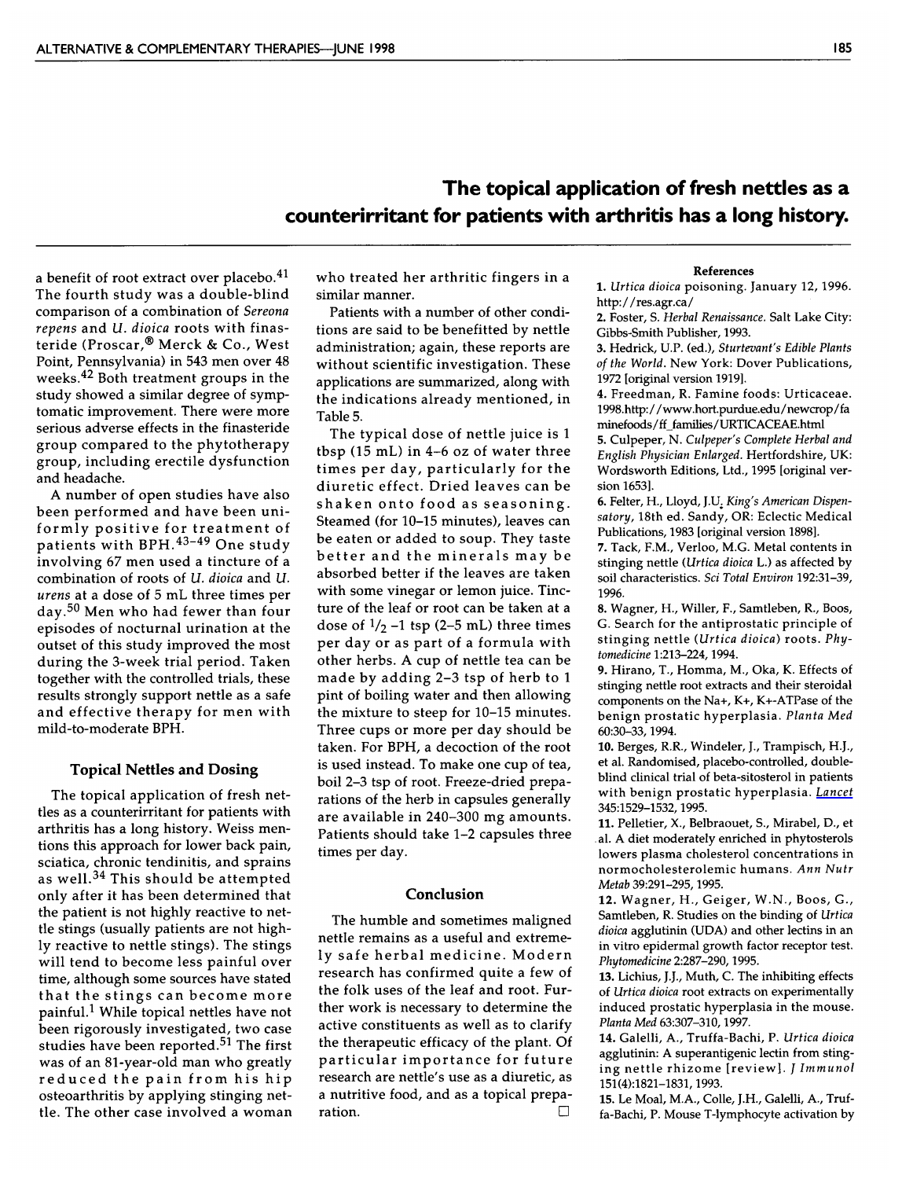**The topical application of fresh nettles as a counterirritant for patients with arthritis has a long history.**

a benefit of root extract over placebo.[41] The fourth study was a double-blind comparison of a combination of *Sereona repens* and *U. dioica* roots with finasteride (Proscar,® Merck & Co., West Point, Pennsylvania) in 543 men over 48 weeks.[42] Both treatment groups in the study showed a similar degree of symptomatic improvement. There were more serious adverse effects in the finasteride group compared to the phytotherapy group, including erectile dysfunction and headache.

A number of open studies have also been performed and have been uniformly positive for treatment of patients with BPH.[43–49] One study involving 67 men used a tincture of a combination of roots of *U. dioica* and *U. urens* at a dose of 5 mL three times per day.[50] Men who had fewer than four episodes of nocturnal urination at the outset of this study improved the most during the 3-week trial period. Taken together with the controlled trials, these results strongly support nettle as a safe and effective therapy for men with mild-to-moderate BPH.

## Topical Nettles and Dosing

The topical application of fresh nettles as a counterirritant for patients with arthritis has a long history. Weiss mentions this approach for lower back pain, sciatica, chronic tendinitis, and sprains as well.[34] This should be attempted only after it has been determined that the patient is not highly reactive to nettle stings (usually patients are not highly reactive to nettle stings). The stings will tend to become less painful over time, although some sources have stated that the stings can become more painful.[1] While topical nettles have not been rigorously investigated, two case studies have been reported.[51] The first was of an 81-year-old man who greatly reduced the pain from his hip osteoarthritis by applying stinging nettle. The other case involved a woman who treated her arthritic fingers in a similar manner.

Patients with a number of other conditions are said to be benefitted by nettle administration; again, these reports are without scientific investigation. These applications are summarized, along with the indications already mentioned, in Table 5.

The typical dose of nettle juice is 1 tbsp (15 mL) in 4–6 oz of water three times per day, particularly for the diuretic effect. Dried leaves can be shaken onto food as seasoning. Steamed (for 10–15 minutes), leaves can be eaten or added to soup. They taste better and the minerals may be absorbed better if the leaves are taken with some vinegar or lemon juice. Tincture of the leaf or root can be taken at a dose of 1/2 –1 tsp (2–5 mL) three times per day or as part of a formula with other herbs. A cup of nettle tea can be made by adding 2–3 tsp of herb to 1 pint of boiling water and then allowing the mixture to steep for 10–15 minutes. Three cups or more per day should be taken. For BPH, a decoction of the root is used instead. To make one cup of tea, boil 2–3 tsp of root. Freeze-dried preparations of the herb in capsules generally are available in 240–300 mg amounts. Patients should take 1–2 capsules three times per day.

## Conclusion

The humble and sometimes maligned nettle remains as a useful and extremely safe herbal medicine. Modern research has confirmed quite a few of the folk uses of the leaf and root. Further work is necessary to determine the active constituents as well as to clarify the therapeutic efficacy of the plant. Of particular importance for future research are nettle's use as a diuretic, as a nutritive food, and as a topical preparation. □

## References

1. *Urtica dioica* poisoning. January 12, 1996. http://res.agr.ca/
2. Foster, S. *Herbal Renaissance.* Salt Lake City: Gibbs-Smith Publisher, 1993.
3. Hedrick, U.P. (ed.), *Sturtevant's Edible Plants of the World.* New York: Dover Publications, 1972 [original version 1919].
4. Freedman, R. Famine foods: Urticaceae. 1998.http://www.hort.purdue.edu/newcrop/faminefoods/ff_families/URTICACEAE.html
5. Culpeper, N. *Culpeper's Complete Herbal and English Physician Enlarged.* Hertfordshire, UK: Wordsworth Editions, Ltd., 1995 [original version 1653].
6. Felter, H., Lloyd, J.U. *King's American Dispensatory,* 18th ed. Sandy, OR: Eclectic Medical Publications, 1983 [original version 1898].
7. Tack, F.M., Verloo, M.G. Metal contents in stinging nettle (*Urtica dioica* L.) as affected by soil characteristics. *Sci Total Environ* 192:31–39, 1996.
8. Wagner, H., Willer, F., Samtleben, R., Boos, G. Search for the antiprostatic principle of stinging nettle (*Urtica dioica*) roots. *Phytomedicine* 1:213–224, 1994.
9. Hirano, T., Homma, M., Oka, K. Effects of stinging nettle root extracts and their steroidal components on the Na+, K+, K+-ATPase of the benign prostatic hyperplasia. *Planta Med* 60:30–33, 1994.
10. Berges, R.R., Windeler, J., Trampisch, H.J., et al. Randomised, placebo-controlled, double-blind clinical trial of beta-sitosterol in patients with benign prostatic hyperplasia. *Lancet* 345:1529–1532, 1995.
11. Pelletier, X., Belbraouet, S., Mirabel, D., et al. A diet moderately enriched in phytosterols lowers plasma cholesterol concentrations in normocholesterolemic humans. *Ann Nutr Metab* 39:291–295, 1995.
12. Wagner, H., Geiger, W.N., Boos, G., Samtleben, R. Studies on the binding of *Urtica dioica* agglutinin (UDA) and other lectins in an in vitro epidermal growth factor receptor test. *Phytomedicine* 2:287–290, 1995.
13. Lichius, J.J., Muth, C. The inhibiting effects of *Urtica dioica* root extracts on experimentally induced prostatic hyperplasia in the mouse. *Planta Med* 63:307–310, 1997.
14. Galelli, A., Truffa-Bachi, P. *Urtica dioica* agglutinin: A superantigenic lectin from stinging nettle rhizome [review]. *J Immunol* 151(4):1821–1831, 1993.
15. Le Moal, M.A., Colle, J.H., Galelli, A., Truffa-Bachi, P. Mouse T-lymphocyte activation by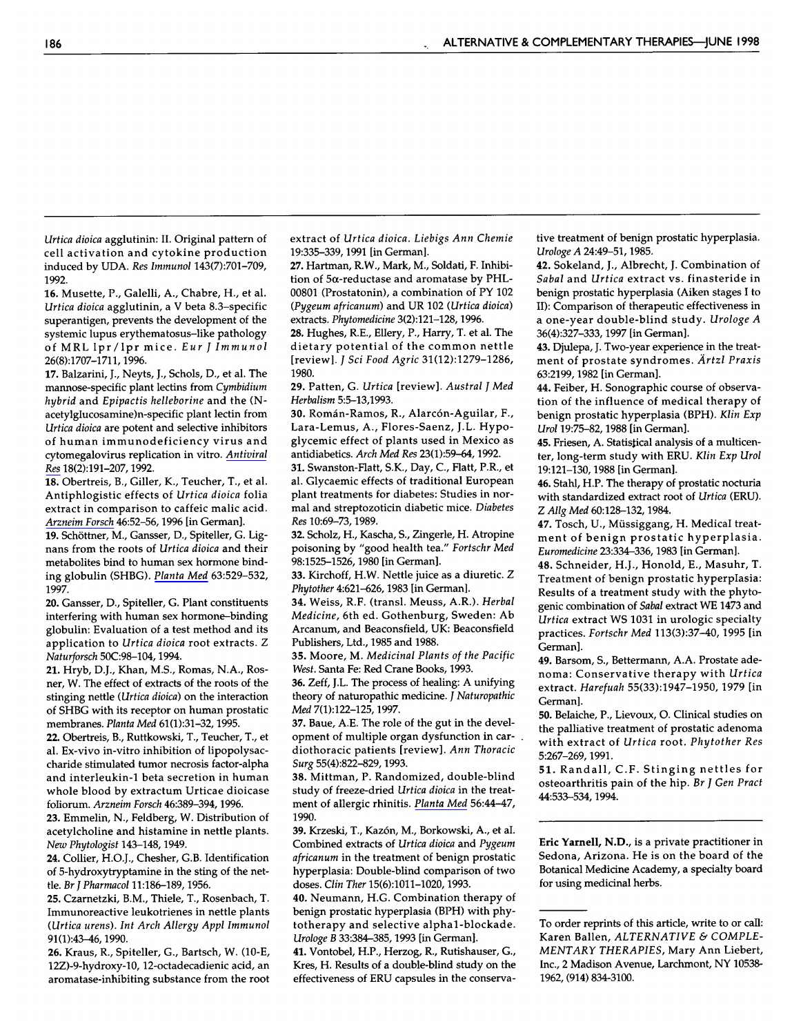*Urtica dioica* agglutinin: II. Original pattern of cell activation and cytokine production induced by UDA. *Res Immunol* 143(7):701–709, 1992.

16. Musette, P., Galelli, A., Chabre, H., et al. *Urtica dioica* agglutinin, a V beta 8.3–specific superantigen, prevents the development of the systemic lupus erythematosus–like pathology of MRL lpr/lpr mice. *Eur J Immunol* 26(8):1707–1711, 1996.

17. Balzarini, J., Neyts, J., Schols, D., et al. The mannose-specific plant lectins from *Cymbidium hybrid* and *Epipactis helleborine* and the (N-acetylglucosamine)n-specific plant lectin from *Urtica dioica* are potent and selective inhibitors of human immunodeficiency virus and cytomegalovirus replication in vitro. *Antiviral Res* 18(2):191–207, 1992.

18. Obertreis, B., Giller, K., Teucher, T., et al. Antiphlogistic effects of *Urtica dioica* folia extract in comparison to caffeic malic acid. *Arzneim Forsch* 46:52–56, 1996 [in German].

19. Schöttner, M., Gansser, D., Spiteller, G. Lignans from the roots of *Urtica dioica* and their metabolites bind to human sex hormone binding globulin (SHBG). *Planta Med* 63:529–532, 1997.

20. Gansser, D., Spiteller, G. Plant constituents interfering with human sex hormone–binding globulin: Evaluation of a test method and its application to *Urtica dioica* root extracts. *Z Naturforsch* 50C:98–104, 1994.

21. Hryb, D.J., Khan, M.S., Romas, N.A., Rosner, W. The effect of extracts of the roots of the stinging nettle (*Urtica dioica*) on the interaction of SHBG with its receptor on human prostatic membranes. *Planta Med* 61(1):31–32, 1995.

22. Obertreis, B., Ruttkowski, T., Teucher, T., et al. Ex-vivo in-vitro inhibition of lipopolysaccharide stimulated tumor necrosis factor-alpha and interleukin-1 beta secretion in human whole blood by extractum Urticae dioicase foliorum. *Arzneim Forsch* 46:389–394, 1996.

23. Emmelin, N., Feldberg, W. Distribution of acetylcholine and histamine in nettle plants. *New Phytologist* 143–148, 1949.

24. Collier, H.O.J., Chesher, G.B. Identification of 5-hydroxytryptamine in the sting of the nettle. *Br J Pharmacol* 11:186–189, 1956.

25. Czarnetzki, B.M., Thiele, T., Rosenbach, T. Immunoreactive leukotrienes in nettle plants (*Urtica urens*). *Int Arch Allergy Appl Immunol* 91(1):43–46, 1990.

26. Kraus, R., Spiteller, G., Bartsch, W. (10-E, 12Z)-9-hydroxy-10, 12-octadecadienic acid, an aromatase-inhibiting substance from the root extract of *Urtica dioica*. *Liebigs Ann Chemie* 19:335–339, 1991 [in German].

27. Hartman, R.W., Mark, M., Soldati, F. Inhibition of 5α-reductase and aromatase by PHL-00801 (Prostatonin), a combination of PY 102 (*Pygeum africanum*) and UR 102 (*Urtica dioica*) extracts. *Phytomedicine* 3(2):121–128, 1996.

28. Hughes, R.E., Ellery, P., Harry, T. et al. The dietary potential of the common nettle [review]. *J Sci Food Agric* 31(12):1279–1286, 1980.

29. Patten, G. *Urtica* [review]. *Austral J Med Herbalism* 5:5–13,1993.

30. Román-Ramos, R., Alarcón-Aguilar, F., Lara-Lemus, A., Flores-Saenz, J.L. Hypoglycemic effect of plants used in Mexico as antidiabetics. *Arch Med Res* 23(1):59–64, 1992.

31. Swanston-Flatt, S.K., Day, C., Flatt, P.R., et al. Glycaemic effects of traditional European plant treatments for diabetes: Studies in normal and streptozoticin diabetic mice. *Diabetes Res* 10:69–73, 1989.

32. Scholz, H., Kascha, S., Zingerle, H. Atropine poisoning by "good health tea." *Fortschr Med* 98:1525–1526, 1980 [in German].

33. Kirchoff, H.W. Nettle juice as a diuretic. *Z Phytother* 4:621–626, 1983 [in German].

34. Weiss, R.F. (transl. Meuss, A.R.). *Herbal Medicine*, 6th ed. Gothenburg, Sweden: Ab Arcanum, and Beaconsfield, UK: Beaconsfield Publishers, Ltd., 1985 and 1988.

35. Moore, M. *Medicinal Plants of the Pacific West*. Santa Fe: Red Crane Books, 1993.

36. Zeff, J.L. The process of healing: A unifying theory of naturopathic medicine. *J Naturopathic Med* 7(1):122–125, 1997.

37. Baue, A.E. The role of the gut in the development of multiple organ dysfunction in cardiothoracic patients [review]. *Ann Thoracic Surg* 55(4):822–829, 1993.

38. Mittman, P. Randomized, double-blind study of freeze-dried *Urtica dioica* in the treatment of allergic rhinitis. *Planta Med* 56:44–47, 1990.

39. Krzeski, T., Kazón, M., Borkowski, A., et al. Combined extracts of *Urtica dioica* and *Pygeum africanum* in the treatment of benign prostatic hyperplasia: Double-blind comparison of two doses. *Clin Ther* 15(6):1011–1020, 1993.

40. Neumann, H.G. Combination therapy of benign prostatic hyperplasia (BPH) with phytotherapy and selective alpha1-blockade. *Urologe B* 33:384–385, 1993 [in German].

41. Vontobel, H.P., Herzog, R., Rutishauser, G., Kres, H. Results of a double-blind study on the effectiveness of ERU capsules in the conservative treatment of benign prostatic hyperplasia. *Urologe A* 24:49–51, 1985.

42. Sokeland, J., Albrecht, J. Combination of *Sabal* and *Urtica* extract vs. finasteride in benign prostatic hyperplasia (Aiken stages I to II): Comparison of therapeutic effectiveness in a one-year double-blind study. *Urologe A* 36(4):327–333, 1997 [in German].

43. Djulepa, J. Two-year experience in the treatment of prostate syndromes. *Ärtzl Praxis* 63:2199, 1982 [in German].

44. Feiber, H. Sonographic course of observation of the influence of medical therapy of benign prostatic hyperplasia (BPH). *Klin Exp Urol* 19:75–82, 1988 [in German].

45. Friesen, A. Statistical analysis of a multicenter, long-term study with ERU. *Klin Exp Urol* 19:121–130, 1988 [in German].

46. Stahl, H.P. The therapy of prostatic nocturia with standardized extract root of *Urtica* (ERU). *Z Allg Med* 60:128–132, 1984.

47. Tosch, U., Müssiggang, H. Medical treatment of benign prostatic hyperplasia. *Euromedicine* 23:334–336, 1983 [in German].

48. Schneider, H.J., Honold, E., Masuhr, T. Treatment of benign prostatic hyperplasia: Results of a treatment study with the phytogenic combination of *Sabal* extract WE 1473 and *Urtica* extract WS 1031 in urologic specialty practices. *Fortschr Med* 113(3):37–40, 1995 [in German].

49. Barsom, S., Bettermann, A.A. Prostate adenoma: Conservative therapy with *Urtica* extract. *Harefuah* 55(33):1947–1950, 1979 [in German].

50. Belaiche, P., Lievoux, O. Clinical studies on the palliative treatment of prostatic adenoma with extract of *Urtica* root. *Phytother Res* 5:267–269, 1991.

51. Randall, C.F. Stinging nettles for osteoarthritis pain of the hip. *Br J Gen Pract* 44:533–534, 1994.

---

**Eric Yarnell, N.D.**, is a private practitioner in Sedona, Arizona. He is on the board of the Botanical Medicine Academy, a specialty board for using medicinal herbs.

---

To order reprints of this article, write to or call: Karen Ballen, *ALTERNATIVE & COMPLEMENTARY THERAPIES*, Mary Ann Liebert, Inc., 2 Madison Avenue, Larchmont, NY 10538-1962, (914) 834-3100.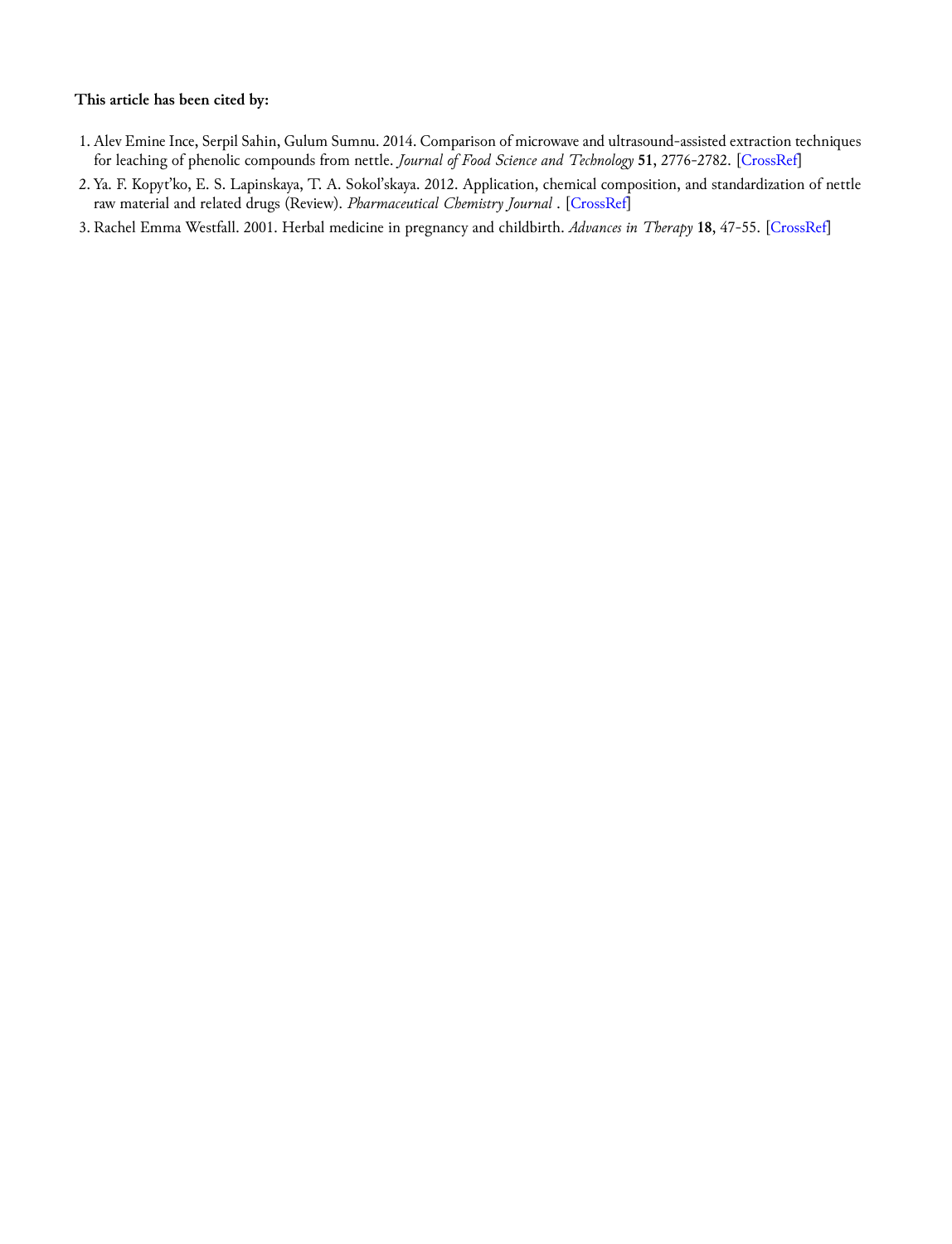**This article has been cited by:**

1. Alev Emine Ince, Serpil Sahin, Gulum Sumnu. 2014. Comparison of microwave and ultrasound-assisted extraction techniques for leaching of phenolic compounds from nettle. *Journal of Food Science and Technology* **51**, 2776-2782. [CrossRef]
2. Ya. F. Kopyt'ko, E. S. Lapinskaya, T. A. Sokol'skaya. 2012. Application, chemical composition, and standardization of nettle raw material and related drugs (Review). *Pharmaceutical Chemistry Journal* . [CrossRef]
3. Rachel Emma Westfall. 2001. Herbal medicine in pregnancy and childbirth. *Advances in Therapy* **18**, 47-55. [CrossRef]